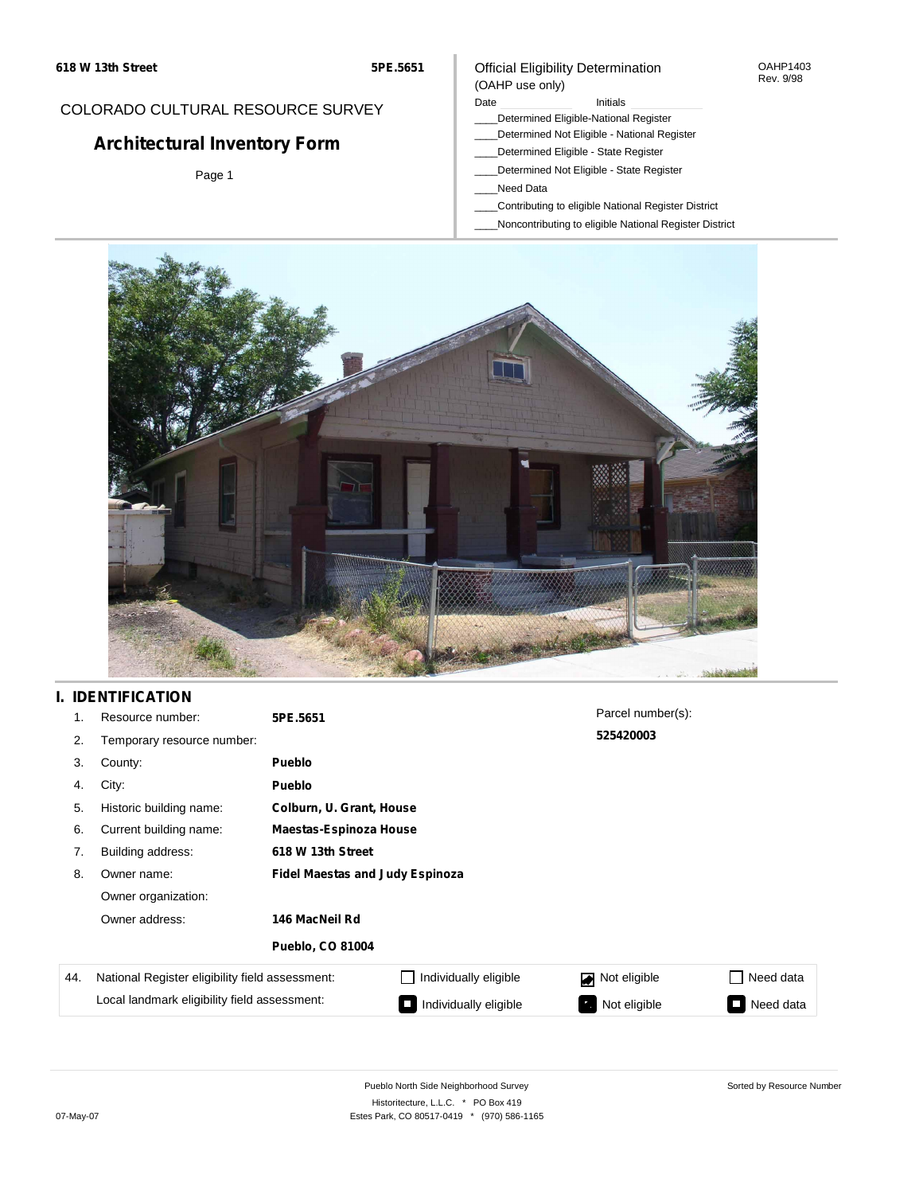618 W 13th Street — 5PE.5651

COLORADO CULTURAL RESOURCE SURVEY

# Architectural Inventory Form

Page 1

Official Eligibility Determination
(OAHP use only)

OAHP1403
Rev. 9/98

Date ____________ Initials ____________

____Determined Eligible-National Register
____Determined Not Eligible - National Register
____Determined Eligible - State Register
____Determined Not Eligible - State Register
____Need Data
____Contributing to eligible National Register District
____Noncontributing to eligible National Register District

## I. IDENTIFICATION

1. Resource number: **5PE.5651**
2. Temporary resource number:
3. County: **Pueblo**
4. City: **Pueblo**
5. Historic building name: **Colburn, U. Grant, House**
6. Current building name: **Maestas-Espinoza House**
7. Building address: **618 W 13th Street**
8. Owner name: **Fidel Maestas and Judy Espinoza**

   Owner organization:

   Owner address: **146 MacNeil Rd**

   **Pueblo, CO 81004**

Parcel number(s): **525420003**

| 44. | | | | |
|---|---|---|---|---|
| National Register eligibility field assessment: | ☐ Individually eligible | ☑ Not eligible | ☐ Need data |
| Local landmark eligibility field assessment: | ☐ Individually eligible | ☑ Not eligible | ☐ Need data |

Pueblo North Side Neighborhood Survey
Historitecture, L.L.C. * PO Box 419
Estes Park, CO 80517-0419 * (970) 586-1165

Sorted by Resource Number

07-May-07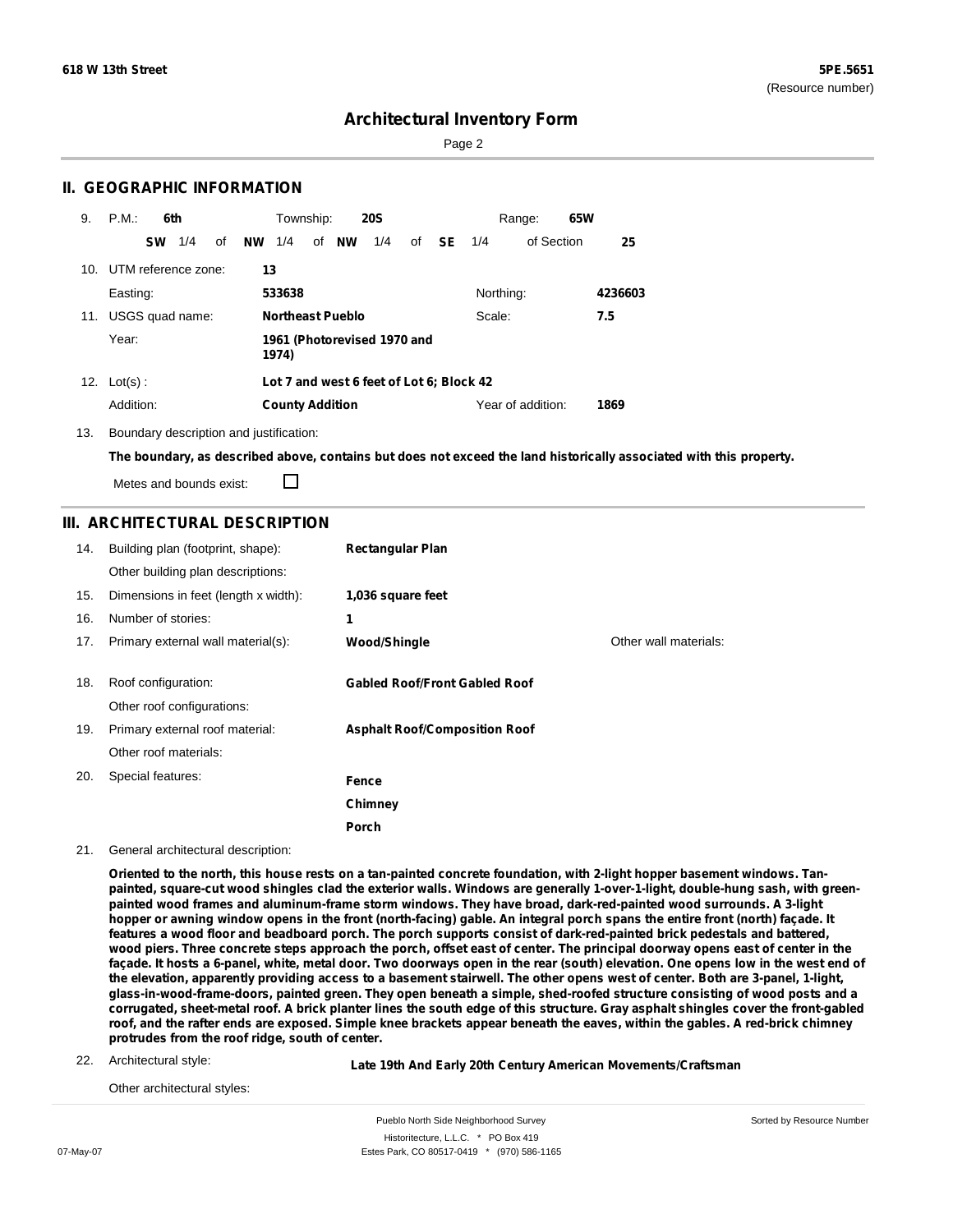**618 W 13th Street** **5PE.5651**
(Resource number)

# Architectural Inventory Form

## II. GEOGRAPHIC INFORMATION

9. P.M.: **6th** Township: **20S** Range: **65W**
   **SW** 1/4 of **NW** 1/4 of **NW** 1/4 of **SE** 1/4 of Section **25**

10. UTM reference zone: **13**
    Easting: **533638** Northing: **4236603**

11. USGS quad name: **Northeast Pueblo** Scale: **7.5**
    Year: **1961 (Photorevised 1970 and 1974)**

12. Lot(s): **Lot 7 and west 6 feet of Lot 6; Block 42**
    Addition: **County Addition** Year of addition: **1869**

13. Boundary description and justification:
    **The boundary, as described above, contains but does not exceed the land historically associated with this property.**
    Metes and bounds exist: ☐

## III. ARCHITECTURAL DESCRIPTION

14. Building plan (footprint, shape): **Rectangular Plan**
    Other building plan descriptions:
15. Dimensions in feet (length x width): **1,036 square feet**
16. Number of stories: **1**
17. Primary external wall material(s): **Wood/Shingle** Other wall materials:
18. Roof configuration: **Gabled Roof/Front Gabled Roof**
    Other roof configurations:
19. Primary external roof material: **Asphalt Roof/Composition Roof**
    Other roof materials:
20. Special features: **Fence**
    **Chimney**
    **Porch**
21. General architectural description:

**Oriented to the north, this house rests on a tan-painted concrete foundation, with 2-light hopper basement windows. Tan-painted, square-cut wood shingles clad the exterior walls. Windows are generally 1-over-1-light, double-hung sash, with green-painted wood frames and aluminum-frame storm windows. They have broad, dark-red-painted wood surrounds. A 3-light hopper or awning window opens in the front (north-facing) gable. An integral porch spans the entire front (north) façade. It features a wood floor and beadboard porch. The porch supports consist of dark-red-painted brick pedestals and battered, wood piers. Three concrete steps approach the porch, offset east of center. The principal doorway opens east of center in the façade. It hosts a 6-panel, white, metal door. Two doorways open in the rear (south) elevation. One opens low in the west end of the elevation, apparently providing access to a basement stairwell. The other opens west of center. Both are 3-panel, 1-light, glass-in-wood-frame-doors, painted green. They open beneath a simple, shed-roofed structure consisting of wood posts and a corrugated, sheet-metal roof. A brick planter lines the south edge of this structure. Gray asphalt shingles cover the front-gabled roof, and the rafter ends are exposed. Simple knee brackets appear beneath the eaves, within the gables. A red-brick chimney protrudes from the roof ridge, south of center.**

22. Architectural style: **Late 19th And Early 20th Century American Movements/Craftsman**
    Other architectural styles: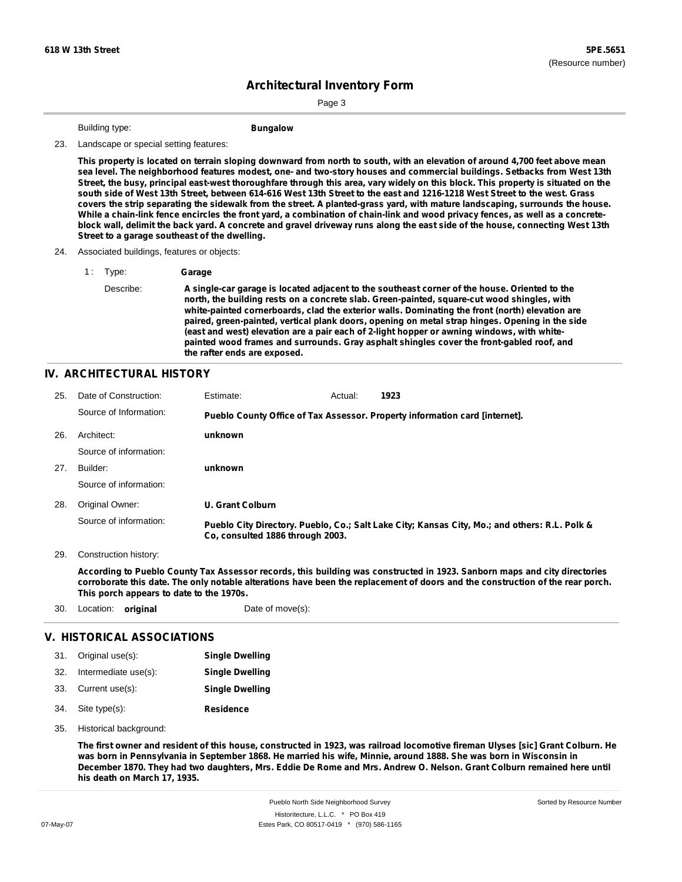**618 W 13th Street** **5PE.5651**
(Resource number)

# Architectural Inventory Form

Building type: **Bungalow**

23. Landscape or special setting features:

**This property is located on terrain sloping downward from north to south, with an elevation of around 4,700 feet above mean sea level. The neighborhood features modest, one- and two-story houses and commercial buildings. Setbacks from West 13th Street, the busy, principal east-west thoroughfare through this area, vary widely on this block. This property is situated on the south side of West 13th Street, between 614-616 West 13th Street to the east and 1216-1218 West Street to the west. Grass covers the strip separating the sidewalk from the street. A planted-grass yard, with mature landscaping, surrounds the house. While a chain-link fence encircles the front yard, a combination of chain-link and wood privacy fences, as well as a concrete-block wall, delimit the back yard. A concrete and gravel driveway runs along the east side of the house, connecting West 13th Street to a garage southeast of the dwelling.**

24. Associated buildings, features or objects:

1 : Type: **Garage**

Describe: **A single-car garage is located adjacent to the southeast corner of the house. Oriented to the north, the building rests on a concrete slab. Green-painted, square-cut wood shingles, with white-painted cornerboards, clad the exterior walls. Dominating the front (north) elevation are paired, green-painted, vertical plank doors, opening on metal strap hinges. Opening in the side (east and west) elevation are a pair each of 2-light hopper or awning windows, with white-painted wood frames and surrounds. Gray asphalt shingles cover the front-gabled roof, and the rafter ends are exposed.**

## IV. ARCHITECTURAL HISTORY

25. Date of Construction: Estimate: Actual: **1923**

Source of Information: **Pueblo County Office of Tax Assessor. Property information card [internet].**

26. Architect: **unknown**

Source of information:

27. Builder: **unknown**

Source of information:

28. Original Owner: **U. Grant Colburn**

Source of information: **Pueblo City Directory. Pueblo, Co.; Salt Lake City; Kansas City, Mo.; and others: R.L. Polk & Co, consulted 1886 through 2003.**

29. Construction history:

**According to Pueblo County Tax Assessor records, this building was constructed in 1923. Sanborn maps and city directories corroborate this date. The only notable alterations have been the replacement of doors and the construction of the rear porch. This porch appears to date to the 1970s.**

30. Location: **original** Date of move(s):

## V. HISTORICAL ASSOCIATIONS

31. Original use(s): **Single Dwelling**
32. Intermediate use(s): **Single Dwelling**
33. Current use(s): **Single Dwelling**
34. Site type(s): **Residence**
35. Historical background:

**The first owner and resident of this house, constructed in 1923, was railroad locomotive fireman Ulyses [sic] Grant Colburn. He was born in Pennsylvania in September 1868. He married his wife, Minnie, around 1888. She was born in Wisconsin in December 1870. They had two daughters, Mrs. Eddie De Rome and Mrs. Andrew O. Nelson. Grant Colburn remained here until his death on March 17, 1935.**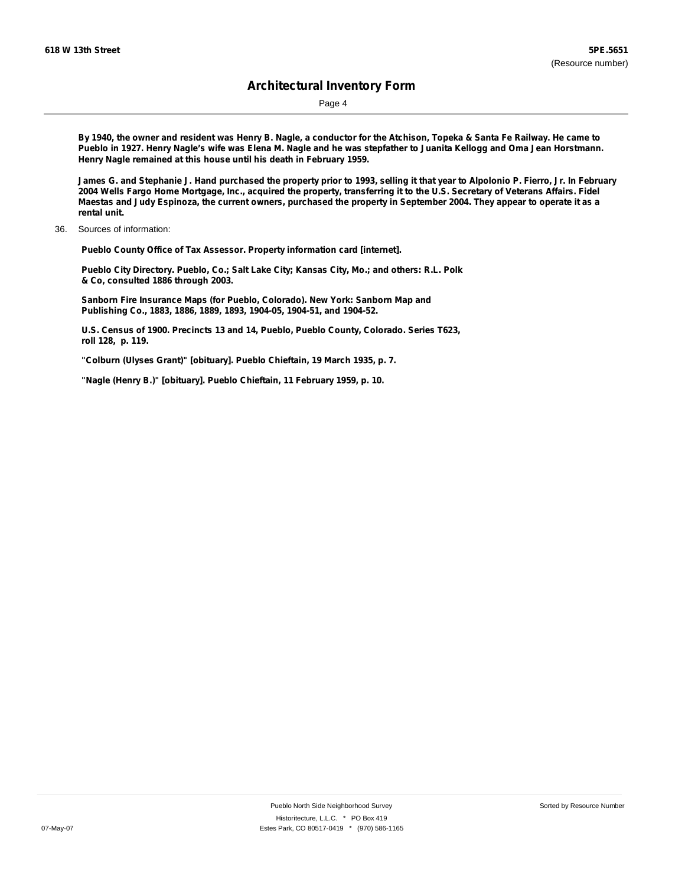By 1940, the owner and resident was Henry B. Nagle, a conductor for the Atchison, Topeka & Santa Fe Railway. He came to Pueblo in 1927. Henry Nagle's wife was Elena M. Nagle and he was stepfather to Juanita Kellogg and Oma Jean Horstmann. Henry Nagle remained at this house until his death in February 1959.

James G. and Stephanie J. Hand purchased the property prior to 1993, selling it that year to Alpolonio P. Fierro, Jr. In February 2004 Wells Fargo Home Mortgage, Inc., acquired the property, transferring it to the U.S. Secretary of Veterans Affairs. Fidel Maestas and Judy Espinoza, the current owners, purchased the property in September 2004. They appear to operate it as a rental unit.

36. Sources of information:

Pueblo County Office of Tax Assessor. Property information card [internet].

Pueblo City Directory. Pueblo, Co.; Salt Lake City; Kansas City, Mo.; and others: R.L. Polk & Co, consulted 1886 through 2003.

Sanborn Fire Insurance Maps (for Pueblo, Colorado). New York: Sanborn Map and Publishing Co., 1883, 1886, 1889, 1893, 1904-05, 1904-51, and 1904-52.

U.S. Census of 1900. Precincts 13 and 14, Pueblo, Pueblo County, Colorado. Series T623, roll 128, p. 119.

"Colburn (Ulyses Grant)" [obituary]. Pueblo Chieftain, 19 March 1935, p. 7.

"Nagle (Henry B.)" [obituary]. Pueblo Chieftain, 11 February 1959, p. 10.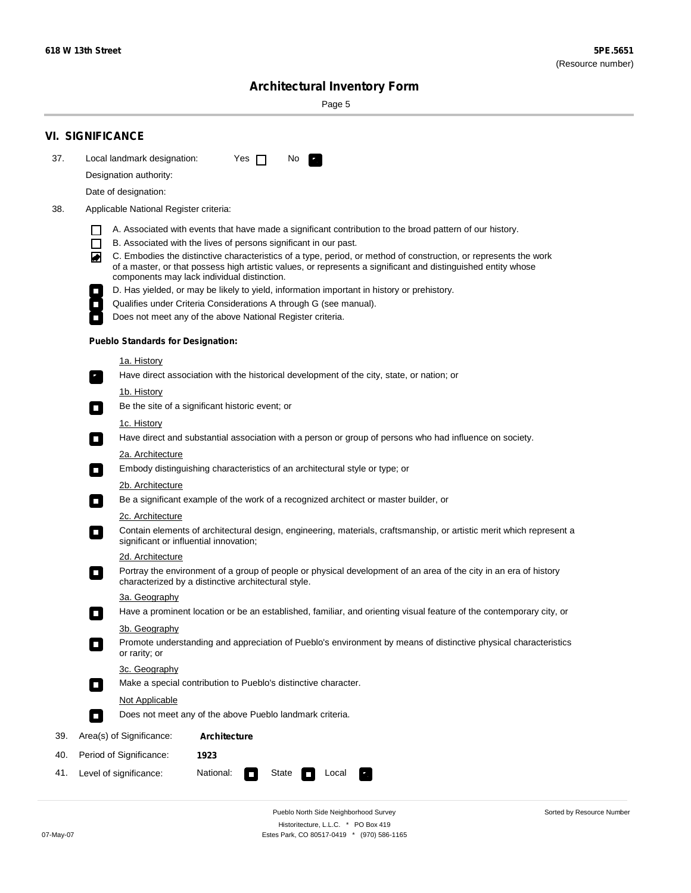## VI. SIGNIFICANCE

37. Local landmark designation: Yes ☐ No ☑

Designation authority:

Date of designation:

38. Applicable National Register criteria:

☐ A. Associated with events that have made a significant contribution to the broad pattern of our history.

☐ B. Associated with the lives of persons significant in our past.

☑ C. Embodies the distinctive characteristics of a type, period, or method of construction, or represents the work of a master, or that possess high artistic values, or represents a significant and distinguished entity whose components may lack individual distinction.

☐ D. Has yielded, or may be likely to yield, information important in history or prehistory.

☐ Qualifies under Criteria Considerations A through G (see manual).

☐ Does not meet any of the above National Register criteria.

**Pueblo Standards for Designation:**

1a. History

☑ Have direct association with the historical development of the city, state, or nation; or

1b. History

☐ Be the site of a significant historic event; or

1c. History

☐ Have direct and substantial association with a person or group of persons who had influence on society.

2a. Architecture

☐ Embody distinguishing characteristics of an architectural style or type; or

2b. Architecture

☐ Be a significant example of the work of a recognized architect or master builder, or

2c. Architecture

☐ Contain elements of architectural design, engineering, materials, craftsmanship, or artistic merit which represent a significant or influential innovation;

2d. Architecture

☐ Portray the environment of a group of people or physical development of an area of the city in an era of history characterized by a distinctive architectural style.

3a. Geography

☐ Have a prominent location or be an established, familiar, and orienting visual feature of the contemporary city, or

3b. Geography

☐ Promote understanding and appreciation of Pueblo's environment by means of distinctive physical characteristics or rarity; or

3c. Geography

☐ Make a special contribution to Pueblo's distinctive character.

Not Applicable

☐ Does not meet any of the above Pueblo landmark criteria.

39. Area(s) of Significance: **Architecture**

40. Period of Significance: **1923**

41. Level of significance: National: ☐ State ☐ Local ☑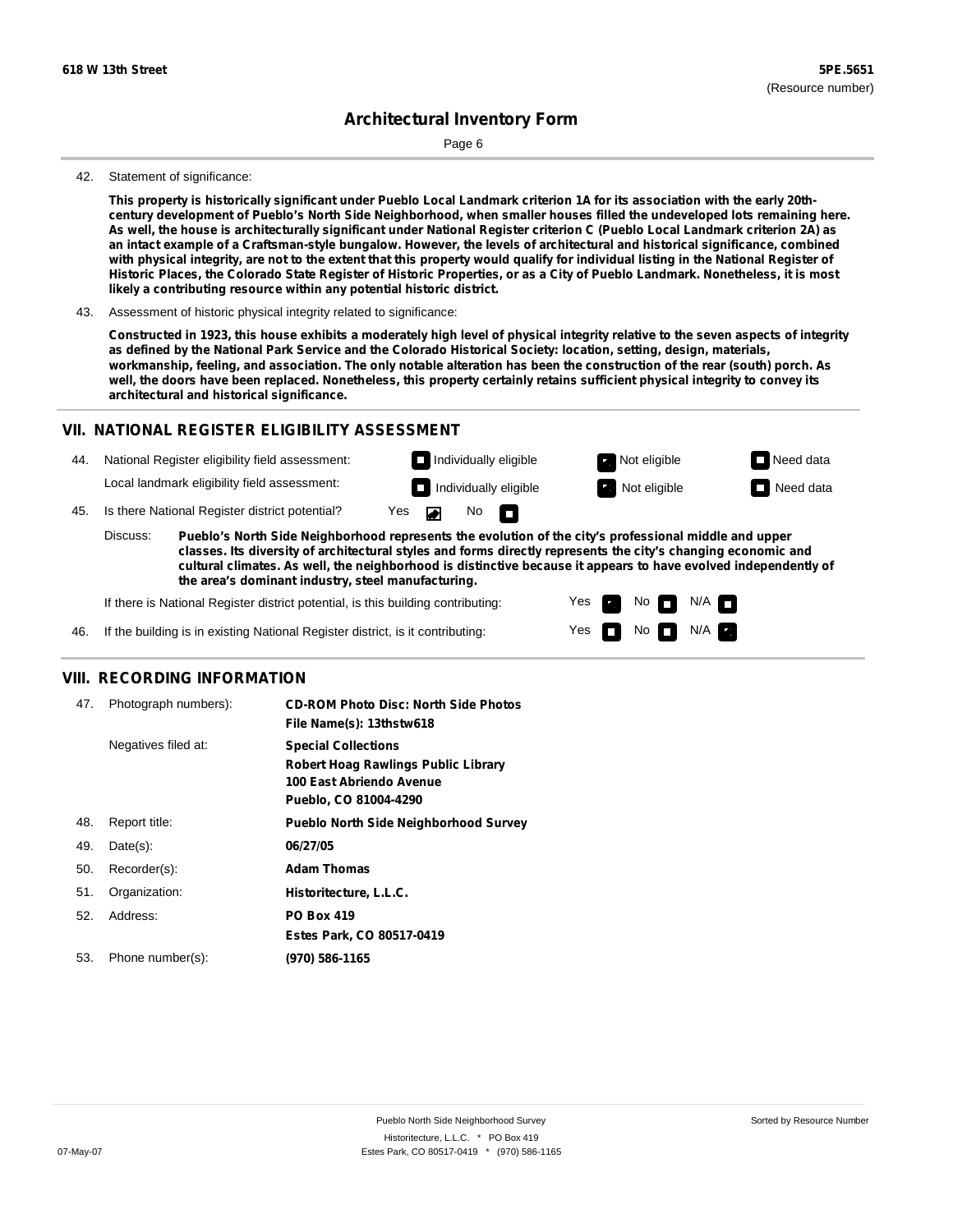618 W 13th Street | 5PE.5651 (Resource number)

# Architectural Inventory Form

42. Statement of significance:

**This property is historically significant under Pueblo Local Landmark criterion 1A for its association with the early 20th-century development of Pueblo's North Side Neighborhood, when smaller houses filled the undeveloped lots remaining here. As well, the house is architecturally significant under National Register criterion C (Pueblo Local Landmark criterion 2A) as an intact example of a Craftsman-style bungalow. However, the levels of architectural and historical significance, combined with physical integrity, are not to the extent that this property would qualify for individual listing in the National Register of Historic Places, the Colorado State Register of Historic Properties, or as a City of Pueblo Landmark. Nonetheless, it is most likely a contributing resource within any potential historic district.**

43. Assessment of historic physical integrity related to significance:

**Constructed in 1923, this house exhibits a moderately high level of physical integrity relative to the seven aspects of integrity as defined by the National Park Service and the Colorado Historical Society: location, setting, design, materials, workmanship, feeling, and association. The only notable alteration has been the construction of the rear (south) porch. As well, the doors have been replaced. Nonetheless, this property certainly retains sufficient physical integrity to convey its architectural and historical significance.**

## VII. NATIONAL REGISTER ELIGIBILITY ASSESSMENT

44. National Register eligibility field assessment: ☐ Individually eligible ☒ Not eligible ☐ Need data

Local landmark eligibility field assessment: ☐ Individually eligible ☒ Not eligible ☐ Need data

45. Is there National Register district potential? Yes ☒ No ☐

Discuss: **Pueblo's North Side Neighborhood represents the evolution of the city's professional middle and upper classes. Its diversity of architectural styles and forms directly represents the city's changing economic and cultural climates. As well, the neighborhood is distinctive because it appears to have evolved independently of the area's dominant industry, steel manufacturing.**

If there is National Register district potential, is this building contributing: Yes ☒ No ☐ N/A ☐

46. If the building is in existing National Register district, is it contributing: Yes ☐ No ☐ N/A ☒

## VIII. RECORDING INFORMATION

| | | |
|---|---|---|
| 47. | Photograph numbers): | **CD-ROM Photo Disc: North Side Photos**<br>**File Name(s): 13thstw618** |
| | Negatives filed at: | **Special Collections**<br>**Robert Hoag Rawlings Public Library**<br>**100 East Abriendo Avenue**<br>**Pueblo, CO 81004-4290** |
| 48. | Report title: | **Pueblo North Side Neighborhood Survey** |
| 49. | Date(s): | **06/27/05** |
| 50. | Recorder(s): | **Adam Thomas** |
| 51. | Organization: | **Historitecture, L.L.C.** |
| 52. | Address: | **PO Box 419**<br>**Estes Park, CO 80517-0419** |
| 53. | Phone number(s): | **(970) 586-1165** |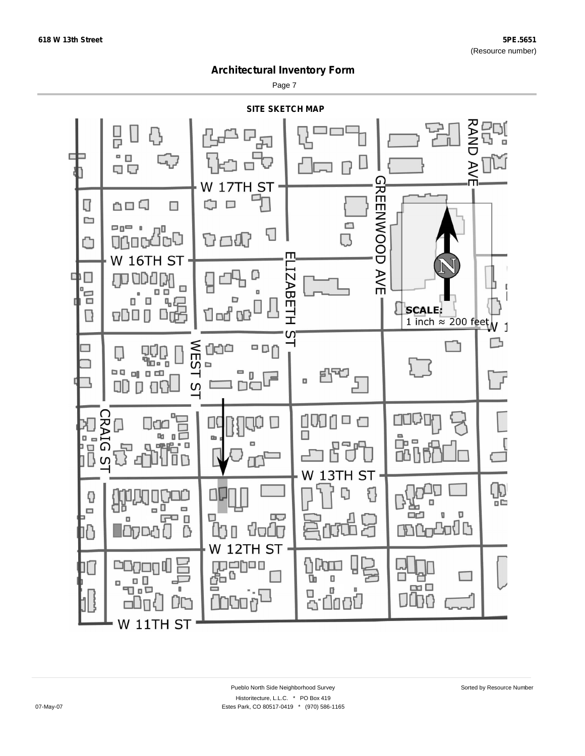## Architectural Inventory Form

### SITE SKETCH MAP

W 17TH ST

W 16TH ST

W 13TH ST

W 12TH ST

W 11TH ST

WEST ST

CRAIG ST

ELIZABETH ST

GREENWOOD AVE

RAND AVE

N

**SCALE:**
1 inch ≈ 200 feet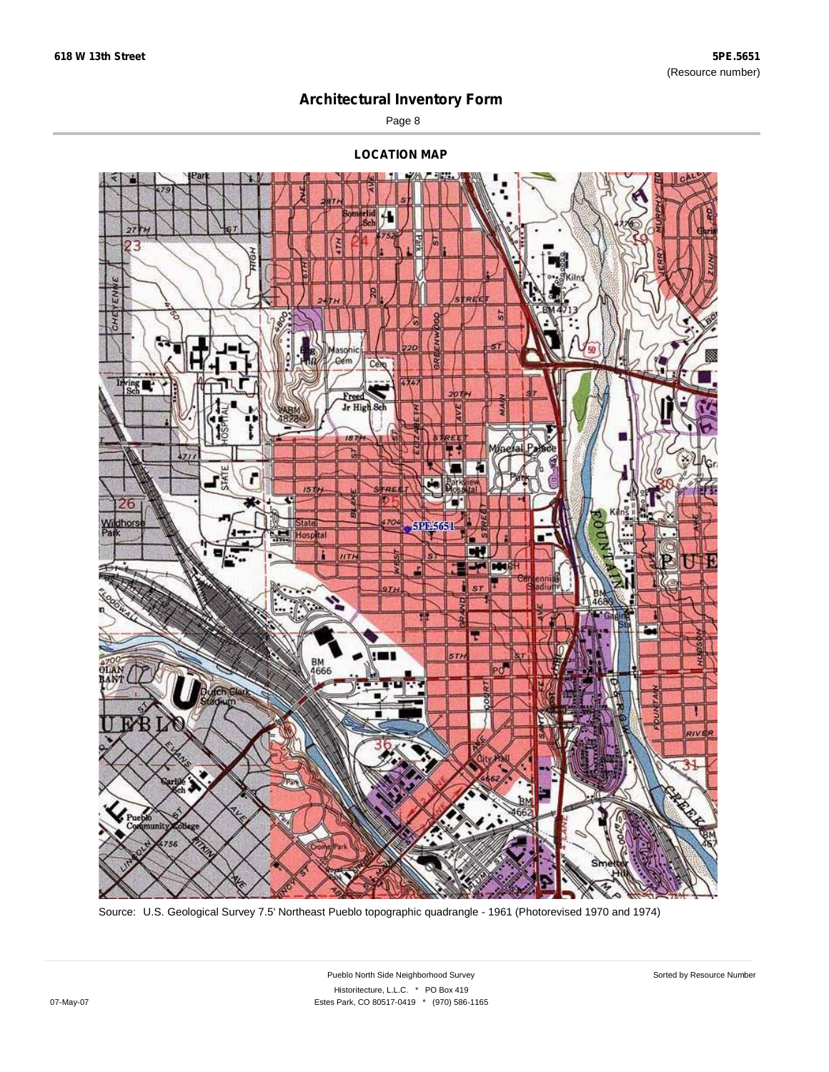## Architectural Inventory Form

### LOCATION MAP

Source: U.S. Geological Survey 7.5' Northeast Pueblo topographic quadrangle - 1961 (Photorevised 1970 and 1974)